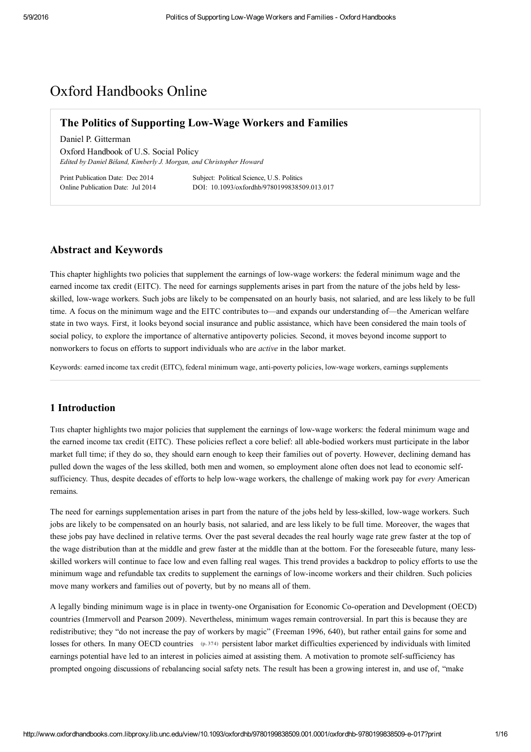# Oxford Handbooks Online

## The Politics of Supporting Low-Wage Workers and Families

Daniel P. Gitterman

Oxford Handbook of U.S. Social Policy

*Edited by Daniel Béland, Kimberly J. Morgan, and Christopher Howard*

Print Publication Date: Dec 2014
Online Publication Date: Jul 2014
Subject: Political Science, U.S. Politics
DOI: 10.1093/oxfordhb/9780199838509.013.017

## Abstract and Keywords

This chapter highlights two policies that supplement the earnings of low-wage workers: the federal minimum wage and the earned income tax credit (EITC). The need for earnings supplements arises in part from the nature of the jobs held by less-skilled, low-wage workers. Such jobs are likely to be compensated on an hourly basis, not salaried, and are less likely to be full time. A focus on the minimum wage and the EITC contributes to—and expands our understanding of—the American welfare state in two ways. First, it looks beyond social insurance and public assistance, which have been considered the main tools of social policy, to explore the importance of alternative antipoverty policies. Second, it moves beyond income support to nonworkers to focus on efforts to support individuals who are *active* in the labor market.

Keywords: earned income tax credit (EITC), federal minimum wage, anti-poverty policies, low-wage workers, earnings supplements

## 1 Introduction

This chapter highlights two major policies that supplement the earnings of low-wage workers: the federal minimum wage and the earned income tax credit (EITC). These policies reflect a core belief: all able-bodied workers must participate in the labor market full time; if they do so, they should earn enough to keep their families out of poverty. However, declining demand has pulled down the wages of the less skilled, both men and women, so employment alone often does not lead to economic self-sufficiency. Thus, despite decades of efforts to help low-wage workers, the challenge of making work pay for *every* American remains.

The need for earnings supplementation arises in part from the nature of the jobs held by less-skilled, low-wage workers. Such jobs are likely to be compensated on an hourly basis, not salaried, and are less likely to be full time. Moreover, the wages that these jobs pay have declined in relative terms. Over the past several decades the real hourly wage rate grew faster at the top of the wage distribution than at the middle and grew faster at the middle than at the bottom. For the foreseeable future, many less-skilled workers will continue to face low and even falling real wages. This trend provides a backdrop to policy efforts to use the minimum wage and refundable tax credits to supplement the earnings of low-income workers and their children. Such policies move many workers and families out of poverty, but by no means all of them.

A legally binding minimum wage is in place in twenty-one Organisation for Economic Co-operation and Development (OECD) countries (Immervoll and Pearson 2009). Nevertheless, minimum wages remain controversial. In part this is because they are redistributive; they "do not increase the pay of workers by magic" (Freeman 1996, 640), but rather entail gains for some and losses for others. In many OECD countries (p. 374) persistent labor market difficulties experienced by individuals with limited earnings potential have led to an interest in policies aimed at assisting them. A motivation to promote self-sufficiency has prompted ongoing discussions of rebalancing social safety nets. The result has been a growing interest in, and use of, "make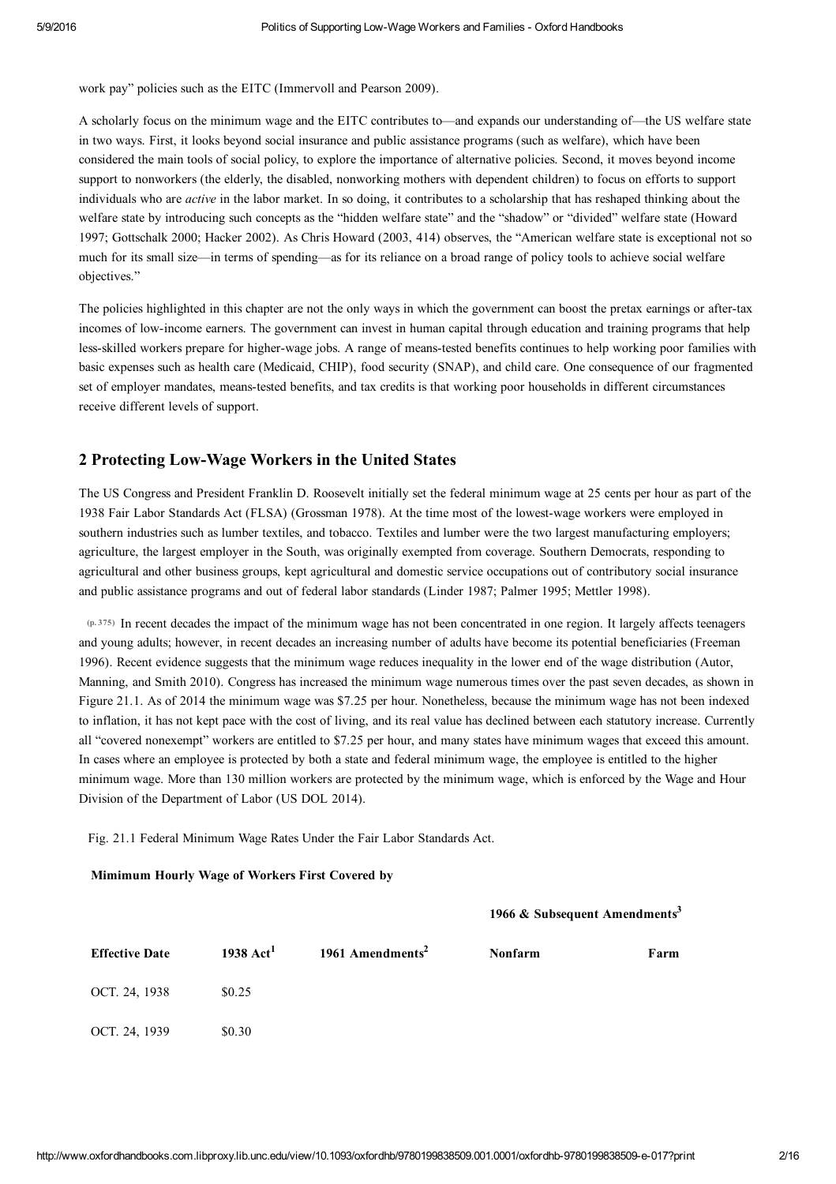work pay" policies such as the EITC (Immervoll and Pearson 2009).

A scholarly focus on the minimum wage and the EITC contributes to—and expands our understanding of—the US welfare state in two ways. First, it looks beyond social insurance and public assistance programs (such as welfare), which have been considered the main tools of social policy, to explore the importance of alternative policies. Second, it moves beyond income support to nonworkers (the elderly, the disabled, nonworking mothers with dependent children) to focus on efforts to support individuals who are *active* in the labor market. In so doing, it contributes to a scholarship that has reshaped thinking about the welfare state by introducing such concepts as the "hidden welfare state" and the "shadow" or "divided" welfare state (Howard 1997; Gottschalk 2000; Hacker 2002). As Chris Howard (2003, 414) observes, the "American welfare state is exceptional not so much for its small size—in terms of spending—as for its reliance on a broad range of policy tools to achieve social welfare objectives."

The policies highlighted in this chapter are not the only ways in which the government can boost the pretax earnings or after-tax incomes of low-income earners. The government can invest in human capital through education and training programs that help less-skilled workers prepare for higher-wage jobs. A range of means-tested benefits continues to help working poor families with basic expenses such as health care (Medicaid, CHIP), food security (SNAP), and child care. One consequence of our fragmented set of employer mandates, means-tested benefits, and tax credits is that working poor households in different circumstances receive different levels of support.

## 2 Protecting Low-Wage Workers in the United States

The US Congress and President Franklin D. Roosevelt initially set the federal minimum wage at 25 cents per hour as part of the 1938 Fair Labor Standards Act (FLSA) (Grossman 1978). At the time most of the lowest-wage workers were employed in southern industries such as lumber textiles, and tobacco. Textiles and lumber were the two largest manufacturing employers; agriculture, the largest employer in the South, was originally exempted from coverage. Southern Democrats, responding to agricultural and other business groups, kept agricultural and domestic service occupations out of contributory social insurance and public assistance programs and out of federal labor standards (Linder 1987; Palmer 1995; Mettler 1998).

(p. 375) In recent decades the impact of the minimum wage has not been concentrated in one region. It largely affects teenagers and young adults; however, in recent decades an increasing number of adults have become its potential beneficiaries (Freeman 1996). Recent evidence suggests that the minimum wage reduces inequality in the lower end of the wage distribution (Autor, Manning, and Smith 2010). Congress has increased the minimum wage numerous times over the past seven decades, as shown in Figure 21.1. As of 2014 the minimum wage was $7.25 per hour. Nonetheless, because the minimum wage has not been indexed to inflation, it has not kept pace with the cost of living, and its real value has declined between each statutory increase. Currently all "covered nonexempt" workers are entitled to $7.25 per hour, and many states have minimum wages that exceed this amount. In cases where an employee is protected by both a state and federal minimum wage, the employee is entitled to the higher minimum wage. More than 130 million workers are protected by the minimum wage, which is enforced by the Wage and Hour Division of the Department of Labor (US DOL 2014).

Fig. 21.1 Federal Minimum Wage Rates Under the Fair Labor Standards Act.

**Mimimum Hourly Wage of Workers First Covered by**

| | | | 1966 & Subsequent Amendments[3] | |
|---|---|---|---|---|
| **Effective Date** | **1938 Act[1]** | **1961 Amendments[2]** | **Nonfarm** | **Farm** |
| OCT. 24, 1938 | $0.25 | | | |
| OCT. 24, 1939 | $0.30 | | | |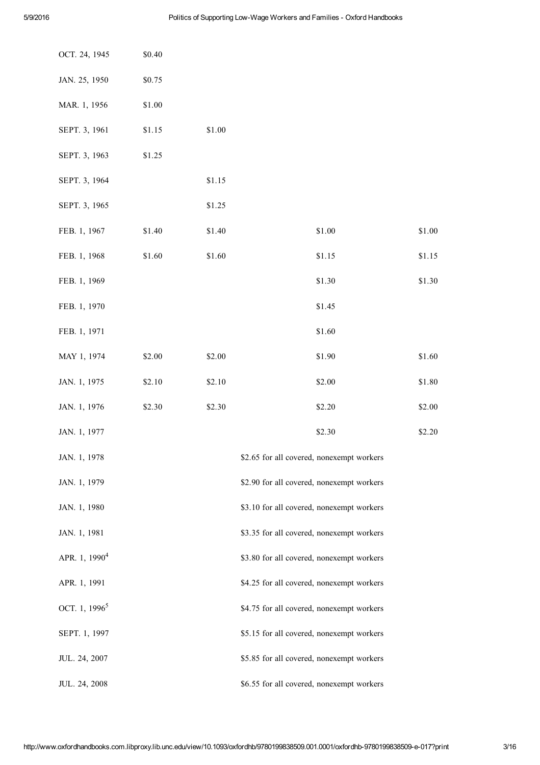| | | | | |
|---|---|---|---|---|
| OCT. 24, 1945 | $0.40 | | | |
| JAN. 25, 1950 | $0.75 | | | |
| MAR. 1, 1956 | $1.00 | | | |
| SEPT. 3, 1961 | $1.15 | $1.00 | | |
| SEPT. 3, 1963 | $1.25 | | | |
| SEPT. 3, 1964 | | $1.15 | | |
| SEPT. 3, 1965 | | $1.25 | | |
| FEB. 1, 1967 | $1.40 | $1.40 | $1.00 | $1.00 |
| FEB. 1, 1968 | $1.60 | $1.60 | $1.15 | $1.15 |
| FEB. 1, 1969 | | | $1.30 | $1.30 |
| FEB. 1, 1970 | | | $1.45 | |
| FEB. 1, 1971 | | | $1.60 | |
| MAY 1, 1974 | $2.00 | $2.00 | $1.90 | $1.60 |
| JAN. 1, 1975 | $2.10 | $2.10 | $2.00 | $1.80 |
| JAN. 1, 1976 | $2.30 | $2.30 | $2.20 | $2.00 |
| JAN. 1, 1977 | | | $2.30 | $2.20 |
| JAN. 1, 1978 | $2.65 for all covered, nonexempt workers | | | |
| JAN. 1, 1979 | $2.90 for all covered, nonexempt workers | | | |
| JAN. 1, 1980 | $3.10 for all covered, nonexempt workers | | | |
| JAN. 1, 1981 | $3.35 for all covered, nonexempt workers | | | |
| APR. 1, 1990[4] | $3.80 for all covered, nonexempt workers | | | |
| APR. 1, 1991 | $4.25 for all covered, nonexempt workers | | | |
| OCT. 1, 1996[5] | $4.75 for all covered, nonexempt workers | | | |
| SEPT. 1, 1997 | $5.15 for all covered, nonexempt workers | | | |
| JUL. 24, 2007 | $5.85 for all covered, nonexempt workers | | | |
| JUL. 24, 2008 | $6.55 for all covered, nonexempt workers | | | |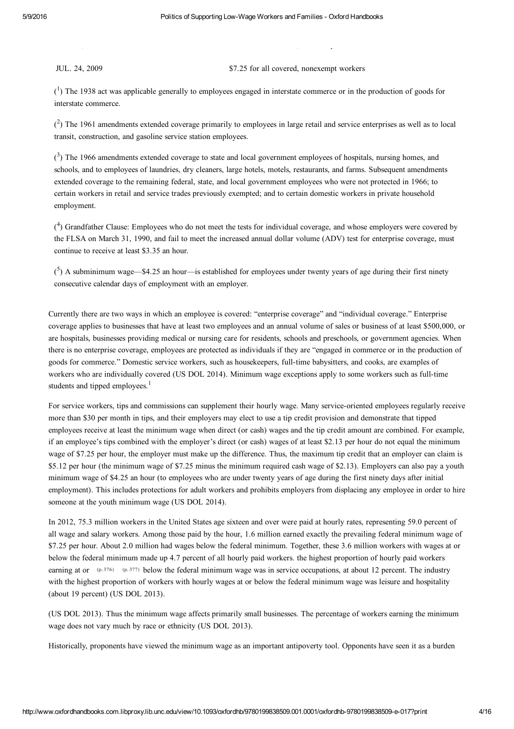| | |
|---|---|
| JUL. 24, 2009 | \$7.25 for all covered, nonexempt workers |

([1]) The 1938 act was applicable generally to employees engaged in interstate commerce or in the production of goods for interstate commerce.

([2]) The 1961 amendments extended coverage primarily to employees in large retail and service enterprises as well as to local transit, construction, and gasoline service station employees.

([3]) The 1966 amendments extended coverage to state and local government employees of hospitals, nursing homes, and schools, and to employees of laundries, dry cleaners, large hotels, motels, restaurants, and farms. Subsequent amendments extended coverage to the remaining federal, state, and local government employees who were not protected in 1966; to certain workers in retail and service trades previously exempted; and to certain domestic workers in private household employment.

([4]) Grandfather Clause: Employees who do not meet the tests for individual coverage, and whose employers were covered by the FLSA on March 31, 1990, and fail to meet the increased annual dollar volume (ADV) test for enterprise coverage, must continue to receive at least \$3.35 an hour.

([5]) A subminimum wage—\$4.25 an hour—is established for employees under twenty years of age during their first ninety consecutive calendar days of employment with an employer.

Currently there are two ways in which an employee is covered: "enterprise coverage" and "individual coverage." Enterprise coverage applies to businesses that have at least two employees and an annual volume of sales or business of at least \$500,000, or are hospitals, businesses providing medical or nursing care for residents, schools and preschools, or government agencies. When there is no enterprise coverage, employees are protected as individuals if they are "engaged in commerce or in the production of goods for commerce." Domestic service workers, such as housekeepers, full-time babysitters, and cooks, are examples of workers who are individually covered (US DOL 2014). Minimum wage exceptions apply to some workers such as full-time students and tipped employees.[1]

For service workers, tips and commissions can supplement their hourly wage. Many service-oriented employees regularly receive more than \$30 per month in tips, and their employers may elect to use a tip credit provision and demonstrate that tipped employees receive at least the minimum wage when direct (or cash) wages and the tip credit amount are combined. For example, if an employee's tips combined with the employer's direct (or cash) wages of at least \$2.13 per hour do not equal the minimum wage of \$7.25 per hour, the employer must make up the difference. Thus, the maximum tip credit that an employer can claim is \$5.12 per hour (the minimum wage of \$7.25 minus the minimum required cash wage of \$2.13). Employers can also pay a youth minimum wage of \$4.25 an hour (to employees who are under twenty years of age during the first ninety days after initial employment). This includes protections for adult workers and prohibits employers from displacing any employee in order to hire someone at the youth minimum wage (US DOL 2014).

In 2012, 75.3 million workers in the United States age sixteen and over were paid at hourly rates, representing 59.0 percent of all wage and salary workers. Among those paid by the hour, 1.6 million earned exactly the prevailing federal minimum wage of \$7.25 per hour. About 2.0 million had wages below the federal minimum. Together, these 3.6 million workers with wages at or below the federal minimum made up 4.7 percent of all hourly paid workers. the highest proportion of hourly paid workers earning at or (p. 376) (p. 377) below the federal minimum wage was in service occupations, at about 12 percent. The industry with the highest proportion of workers with hourly wages at or below the federal minimum wage was leisure and hospitality (about 19 percent) (US DOL 2013).

(US DOL 2013). Thus the minimum wage affects primarily small businesses. The percentage of workers earning the minimum wage does not vary much by race or ethnicity (US DOL 2013).

Historically, proponents have viewed the minimum wage as an important antipoverty tool. Opponents have seen it as a burden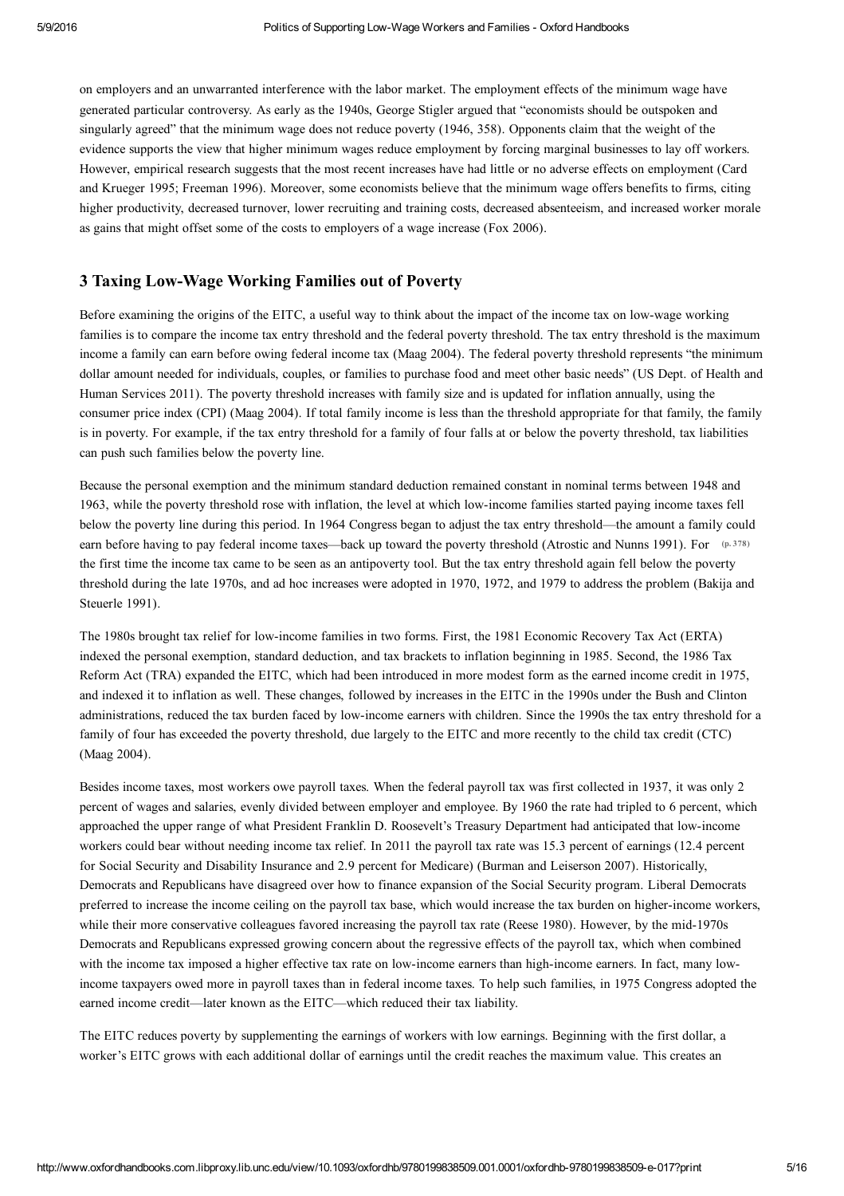on employers and an unwarranted interference with the labor market. The employment effects of the minimum wage have generated particular controversy. As early as the 1940s, George Stigler argued that "economists should be outspoken and singularly agreed" that the minimum wage does not reduce poverty (1946, 358). Opponents claim that the weight of the evidence supports the view that higher minimum wages reduce employment by forcing marginal businesses to lay off workers. However, empirical research suggests that the most recent increases have had little or no adverse effects on employment (Card and Krueger 1995; Freeman 1996). Moreover, some economists believe that the minimum wage offers benefits to firms, citing higher productivity, decreased turnover, lower recruiting and training costs, decreased absenteeism, and increased worker morale as gains that might offset some of the costs to employers of a wage increase (Fox 2006).

## 3 Taxing Low-Wage Working Families out of Poverty

Before examining the origins of the EITC, a useful way to think about the impact of the income tax on low-wage working families is to compare the income tax entry threshold and the federal poverty threshold. The tax entry threshold is the maximum income a family can earn before owing federal income tax (Maag 2004). The federal poverty threshold represents "the minimum dollar amount needed for individuals, couples, or families to purchase food and meet other basic needs" (US Dept. of Health and Human Services 2011). The poverty threshold increases with family size and is updated for inflation annually, using the consumer price index (CPI) (Maag 2004). If total family income is less than the threshold appropriate for that family, the family is in poverty. For example, if the tax entry threshold for a family of four falls at or below the poverty threshold, tax liabilities can push such families below the poverty line.

Because the personal exemption and the minimum standard deduction remained constant in nominal terms between 1948 and 1963, while the poverty threshold rose with inflation, the level at which low-income families started paying income taxes fell below the poverty line during this period. In 1964 Congress began to adjust the tax entry threshold—the amount a family could earn before having to pay federal income taxes—back up toward the poverty threshold (Atrostic and Nunns 1991). For (p. 378) the first time the income tax came to be seen as an antipoverty tool. But the tax entry threshold again fell below the poverty threshold during the late 1970s, and ad hoc increases were adopted in 1970, 1972, and 1979 to address the problem (Bakija and Steuerle 1991).

The 1980s brought tax relief for low-income families in two forms. First, the 1981 Economic Recovery Tax Act (ERTA) indexed the personal exemption, standard deduction, and tax brackets to inflation beginning in 1985. Second, the 1986 Tax Reform Act (TRA) expanded the EITC, which had been introduced in more modest form as the earned income credit in 1975, and indexed it to inflation as well. These changes, followed by increases in the EITC in the 1990s under the Bush and Clinton administrations, reduced the tax burden faced by low-income earners with children. Since the 1990s the tax entry threshold for a family of four has exceeded the poverty threshold, due largely to the EITC and more recently to the child tax credit (CTC) (Maag 2004).

Besides income taxes, most workers owe payroll taxes. When the federal payroll tax was first collected in 1937, it was only 2 percent of wages and salaries, evenly divided between employer and employee. By 1960 the rate had tripled to 6 percent, which approached the upper range of what President Franklin D. Roosevelt's Treasury Department had anticipated that low-income workers could bear without needing income tax relief. In 2011 the payroll tax rate was 15.3 percent of earnings (12.4 percent for Social Security and Disability Insurance and 2.9 percent for Medicare) (Burman and Leiserson 2007). Historically, Democrats and Republicans have disagreed over how to finance expansion of the Social Security program. Liberal Democrats preferred to increase the income ceiling on the payroll tax base, which would increase the tax burden on higher-income workers, while their more conservative colleagues favored increasing the payroll tax rate (Reese 1980). However, by the mid-1970s Democrats and Republicans expressed growing concern about the regressive effects of the payroll tax, which when combined with the income tax imposed a higher effective tax rate on low-income earners than high-income earners. In fact, many low-income taxpayers owed more in payroll taxes than in federal income taxes. To help such families, in 1975 Congress adopted the earned income credit—later known as the EITC—which reduced their tax liability.

The EITC reduces poverty by supplementing the earnings of workers with low earnings. Beginning with the first dollar, a worker's EITC grows with each additional dollar of earnings until the credit reaches the maximum value. This creates an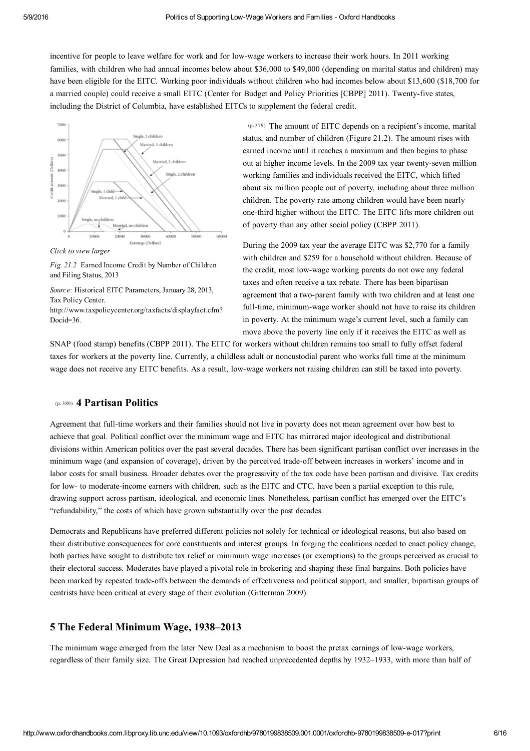incentive for people to leave welfare for work and for low-wage workers to increase their work hours. In 2011 working families, with children who had annual incomes below about $36,000 to $49,000 (depending on marital status and children) may have been eligible for the EITC. Working poor individuals without children who had incomes below about $13,600 ($18,700 for a married couple) could receive a small EITC (Center for Budget and Policy Priorities [CBPP] 2011). Twenty-five states, including the District of Columbia, have established EITCs to supplement the federal credit.

7000
6000
5000
4000
3000
2000
1000
0
Credit amount (Dollars)
0 10000 20000 30000 40000 50000 60000
Earnings (Dollars)
Single, 3 children
Married, 3 children
Married, 2 children
Single, 2 children
Single, 1 child
Married, 1 child
Single, no children
Married, no children

*Click to view larger*

*Fig. 21.2* Earned Income Credit by Number of Children and Filing Status, 2013

*Source:* Historical EITC Parameters, January 28, 2013, Tax Policy Center. http://www.taxpolicycenter.org/taxfacts/displayfact.cfm?Docid=36.

(p. 379) The amount of EITC depends on a recipient's income, marital status, and number of children (Figure 21.2). The amount rises with earned income until it reaches a maximum and then begins to phase out at higher income levels. In the 2009 tax year twenty-seven million working families and individuals received the EITC, which lifted about six million people out of poverty, including about three million children. The poverty rate among children would have been nearly one-third higher without the EITC. The EITC lifts more children out of poverty than any other social policy (CBPP 2011).

During the 2009 tax year the average EITC was $2,770 for a family with children and $259 for a household without children. Because of the credit, most low-wage working parents do not owe any federal taxes and often receive a tax rebate. There has been bipartisan agreement that a two-parent family with two children and at least one full-time, minimum-wage worker should not have to raise its children in poverty. At the minimum wage's current level, such a family can move above the poverty line only if it receives the EITC as well as SNAP (food stamp) benefits (CBPP 2011). The EITC for workers without children remains too small to fully offset federal taxes for workers at the poverty line. Currently, a childless adult or noncustodial parent who works full time at the minimum wage does not receive any EITC benefits. As a result, low-wage workers not raising children can still be taxed into poverty.

## (p. 380) 4 Partisan Politics

Agreement that full-time workers and their families should not live in poverty does not mean agreement over how best to achieve that goal. Political conflict over the minimum wage and EITC has mirrored major ideological and distributional divisions within American politics over the past several decades. There has been significant partisan conflict over increases in the minimum wage (and expansion of coverage), driven by the perceived trade-off between increases in workers' income and in labor costs for small business. Broader debates over the progressivity of the tax code have been partisan and divisive. Tax credits for low- to moderate-income earners with children, such as the EITC and CTC, have been a partial exception to this rule, drawing support across partisan, ideological, and economic lines. Nonetheless, partisan conflict has emerged over the EITC's "refundability," the costs of which have grown substantially over the past decades.

Democrats and Republicans have preferred different policies not solely for technical or ideological reasons, but also based on their distributive consequences for core constituents and interest groups. In forging the coalitions needed to enact policy change, both parties have sought to distribute tax relief or minimum wage increases (or exemptions) to the groups perceived as crucial to their electoral success. Moderates have played a pivotal role in brokering and shaping these final bargains. Both policies have been marked by repeated trade-offs between the demands of effectiveness and political support, and smaller, bipartisan groups of centrists have been critical at every stage of their evolution (Gitterman 2009).

## 5 The Federal Minimum Wage, 1938–2013

The minimum wage emerged from the later New Deal as a mechanism to boost the pretax earnings of low-wage workers, regardless of their family size. The Great Depression had reached unprecedented depths by 1932–1933, with more than half of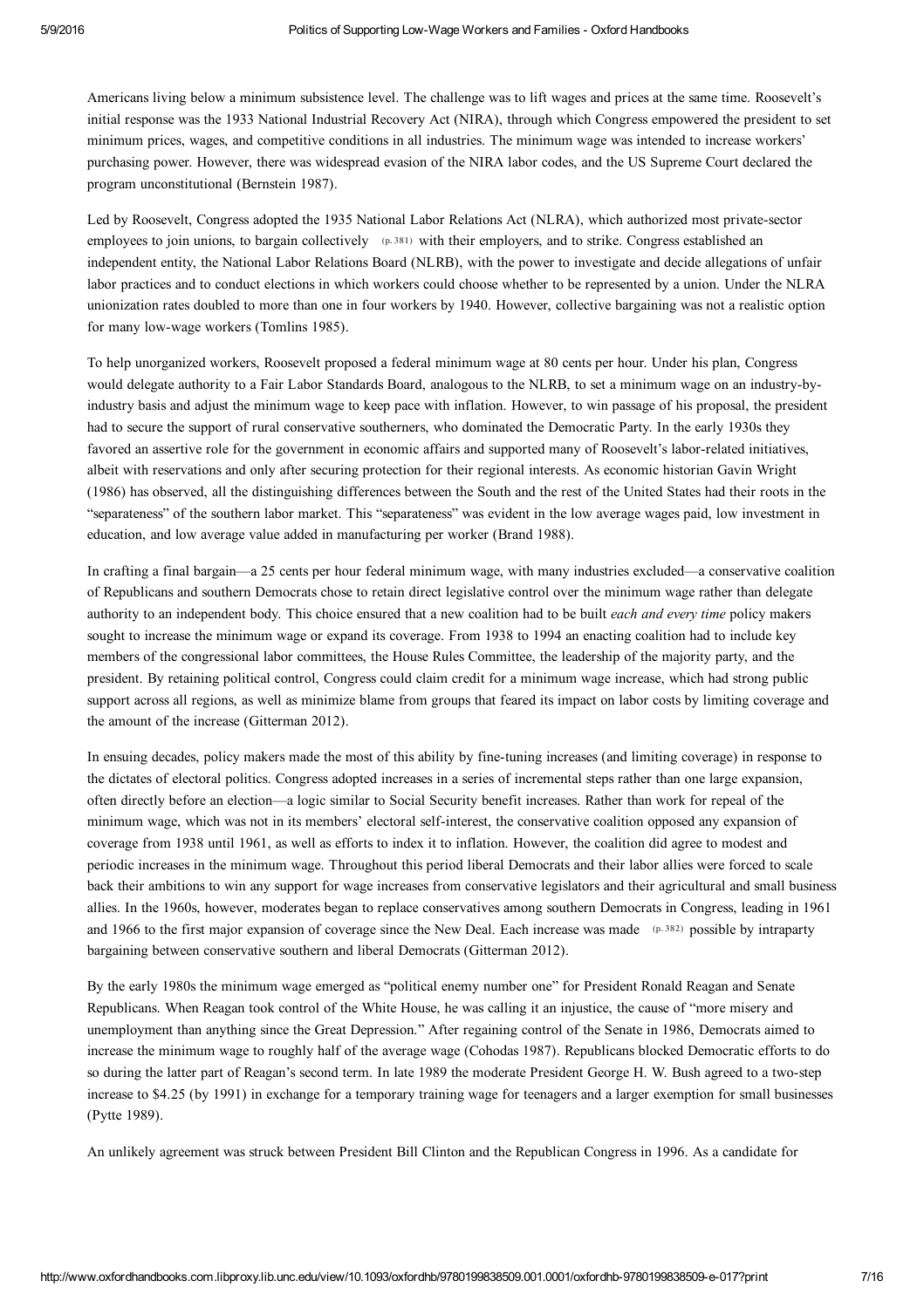Americans living below a minimum subsistence level. The challenge was to lift wages and prices at the same time. Roosevelt's initial response was the 1933 National Industrial Recovery Act (NIRA), through which Congress empowered the president to set minimum prices, wages, and competitive conditions in all industries. The minimum wage was intended to increase workers' purchasing power. However, there was widespread evasion of the NIRA labor codes, and the US Supreme Court declared the program unconstitutional (Bernstein 1987).

Led by Roosevelt, Congress adopted the 1935 National Labor Relations Act (NLRA), which authorized most private-sector employees to join unions, to bargain collectively (p. 381) with their employers, and to strike. Congress established an independent entity, the National Labor Relations Board (NLRB), with the power to investigate and decide allegations of unfair labor practices and to conduct elections in which workers could choose whether to be represented by a union. Under the NLRA unionization rates doubled to more than one in four workers by 1940. However, collective bargaining was not a realistic option for many low-wage workers (Tomlins 1985).

To help unorganized workers, Roosevelt proposed a federal minimum wage at 80 cents per hour. Under his plan, Congress would delegate authority to a Fair Labor Standards Board, analogous to the NLRB, to set a minimum wage on an industry-by-industry basis and adjust the minimum wage to keep pace with inflation. However, to win passage of his proposal, the president had to secure the support of rural conservative southerners, who dominated the Democratic Party. In the early 1930s they favored an assertive role for the government in economic affairs and supported many of Roosevelt's labor-related initiatives, albeit with reservations and only after securing protection for their regional interests. As economic historian Gavin Wright (1986) has observed, all the distinguishing differences between the South and the rest of the United States had their roots in the "separateness" of the southern labor market. This "separateness" was evident in the low average wages paid, low investment in education, and low average value added in manufacturing per worker (Brand 1988).

In crafting a final bargain—a 25 cents per hour federal minimum wage, with many industries excluded—a conservative coalition of Republicans and southern Democrats chose to retain direct legislative control over the minimum wage rather than delegate authority to an independent body. This choice ensured that a new coalition had to be built *each and every time* policy makers sought to increase the minimum wage or expand its coverage. From 1938 to 1994 an enacting coalition had to include key members of the congressional labor committees, the House Rules Committee, the leadership of the majority party, and the president. By retaining political control, Congress could claim credit for a minimum wage increase, which had strong public support across all regions, as well as minimize blame from groups that feared its impact on labor costs by limiting coverage and the amount of the increase (Gitterman 2012).

In ensuing decades, policy makers made the most of this ability by fine-tuning increases (and limiting coverage) in response to the dictates of electoral politics. Congress adopted increases in a series of incremental steps rather than one large expansion, often directly before an election—a logic similar to Social Security benefit increases. Rather than work for repeal of the minimum wage, which was not in its members' electoral self-interest, the conservative coalition opposed any expansion of coverage from 1938 until 1961, as well as efforts to index it to inflation. However, the coalition did agree to modest and periodic increases in the minimum wage. Throughout this period liberal Democrats and their labor allies were forced to scale back their ambitions to win any support for wage increases from conservative legislators and their agricultural and small business allies. In the 1960s, however, moderates began to replace conservatives among southern Democrats in Congress, leading in 1961 and 1966 to the first major expansion of coverage since the New Deal. Each increase was made (p. 382) possible by intraparty bargaining between conservative southern and liberal Democrats (Gitterman 2012).

By the early 1980s the minimum wage emerged as "political enemy number one" for President Ronald Reagan and Senate Republicans. When Reagan took control of the White House, he was calling it an injustice, the cause of "more misery and unemployment than anything since the Great Depression." After regaining control of the Senate in 1986, Democrats aimed to increase the minimum wage to roughly half of the average wage (Cohodas 1987). Republicans blocked Democratic efforts to do so during the latter part of Reagan's second term. In late 1989 the moderate President George H. W. Bush agreed to a two-step increase to $4.25 (by 1991) in exchange for a temporary training wage for teenagers and a larger exemption for small businesses (Pytte 1989).

An unlikely agreement was struck between President Bill Clinton and the Republican Congress in 1996. As a candidate for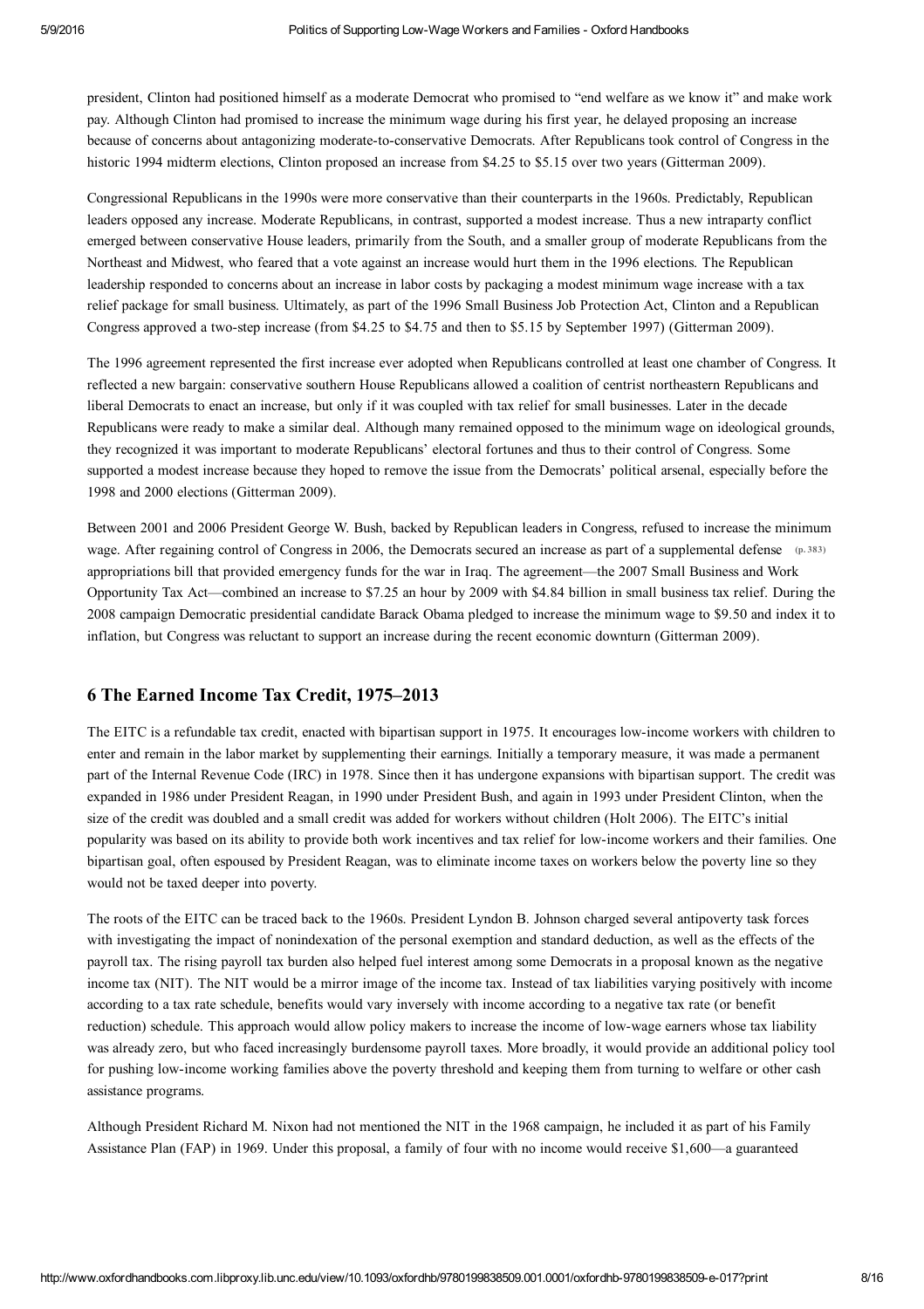president, Clinton had positioned himself as a moderate Democrat who promised to "end welfare as we know it" and make work pay. Although Clinton had promised to increase the minimum wage during his first year, he delayed proposing an increase because of concerns about antagonizing moderate-to-conservative Democrats. After Republicans took control of Congress in the historic 1994 midterm elections, Clinton proposed an increase from $4.25 to $5.15 over two years (Gitterman 2009).

Congressional Republicans in the 1990s were more conservative than their counterparts in the 1960s. Predictably, Republican leaders opposed any increase. Moderate Republicans, in contrast, supported a modest increase. Thus a new intraparty conflict emerged between conservative House leaders, primarily from the South, and a smaller group of moderate Republicans from the Northeast and Midwest, who feared that a vote against an increase would hurt them in the 1996 elections. The Republican leadership responded to concerns about an increase in labor costs by packaging a modest minimum wage increase with a tax relief package for small business. Ultimately, as part of the 1996 Small Business Job Protection Act, Clinton and a Republican Congress approved a two-step increase (from $4.25 to $4.75 and then to $5.15 by September 1997) (Gitterman 2009).

The 1996 agreement represented the first increase ever adopted when Republicans controlled at least one chamber of Congress. It reflected a new bargain: conservative southern House Republicans allowed a coalition of centrist northeastern Republicans and liberal Democrats to enact an increase, but only if it was coupled with tax relief for small businesses. Later in the decade Republicans were ready to make a similar deal. Although many remained opposed to the minimum wage on ideological grounds, they recognized it was important to moderate Republicans' electoral fortunes and thus to their control of Congress. Some supported a modest increase because they hoped to remove the issue from the Democrats' political arsenal, especially before the 1998 and 2000 elections (Gitterman 2009).

Between 2001 and 2006 President George W. Bush, backed by Republican leaders in Congress, refused to increase the minimum wage. After regaining control of Congress in 2006, the Democrats secured an increase as part of a supplemental defense (p. 383) appropriations bill that provided emergency funds for the war in Iraq. The agreement—the 2007 Small Business and Work Opportunity Tax Act—combined an increase to $7.25 an hour by 2009 with $4.84 billion in small business tax relief. During the 2008 campaign Democratic presidential candidate Barack Obama pledged to increase the minimum wage to $9.50 and index it to inflation, but Congress was reluctant to support an increase during the recent economic downturn (Gitterman 2009).

## 6 The Earned Income Tax Credit, 1975–2013

The EITC is a refundable tax credit, enacted with bipartisan support in 1975. It encourages low-income workers with children to enter and remain in the labor market by supplementing their earnings. Initially a temporary measure, it was made a permanent part of the Internal Revenue Code (IRC) in 1978. Since then it has undergone expansions with bipartisan support. The credit was expanded in 1986 under President Reagan, in 1990 under President Bush, and again in 1993 under President Clinton, when the size of the credit was doubled and a small credit was added for workers without children (Holt 2006). The EITC's initial popularity was based on its ability to provide both work incentives and tax relief for low-income workers and their families. One bipartisan goal, often espoused by President Reagan, was to eliminate income taxes on workers below the poverty line so they would not be taxed deeper into poverty.

The roots of the EITC can be traced back to the 1960s. President Lyndon B. Johnson charged several antipoverty task forces with investigating the impact of nonindexation of the personal exemption and standard deduction, as well as the effects of the payroll tax. The rising payroll tax burden also helped fuel interest among some Democrats in a proposal known as the negative income tax (NIT). The NIT would be a mirror image of the income tax. Instead of tax liabilities varying positively with income according to a tax rate schedule, benefits would vary inversely with income according to a negative tax rate (or benefit reduction) schedule. This approach would allow policy makers to increase the income of low-wage earners whose tax liability was already zero, but who faced increasingly burdensome payroll taxes. More broadly, it would provide an additional policy tool for pushing low-income working families above the poverty threshold and keeping them from turning to welfare or other cash assistance programs.

Although President Richard M. Nixon had not mentioned the NIT in the 1968 campaign, he included it as part of his Family Assistance Plan (FAP) in 1969. Under this proposal, a family of four with no income would receive $1,600—a guaranteed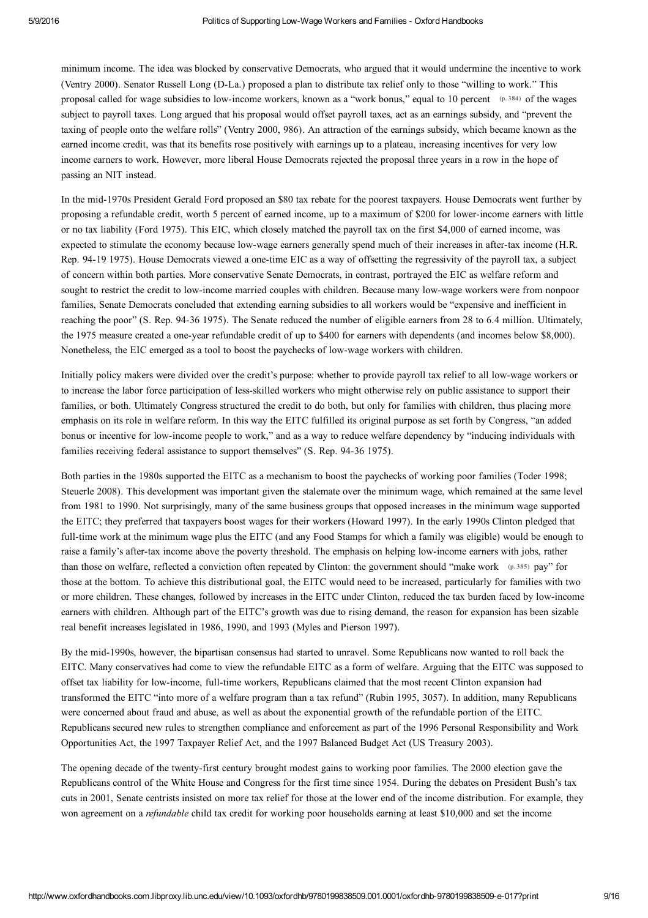minimum income. The idea was blocked by conservative Democrats, who argued that it would undermine the incentive to work (Ventry 2000). Senator Russell Long (D-La.) proposed a plan to distribute tax relief only to those "willing to work." This proposal called for wage subsidies to low-income workers, known as a "work bonus," equal to 10 percent (p. 384) of the wages subject to payroll taxes. Long argued that his proposal would offset payroll taxes, act as an earnings subsidy, and "prevent the taxing of people onto the welfare rolls" (Ventry 2000, 986). An attraction of the earnings subsidy, which became known as the earned income credit, was that its benefits rose positively with earnings up to a plateau, increasing incentives for very low income earners to work. However, more liberal House Democrats rejected the proposal three years in a row in the hope of passing an NIT instead.

In the mid-1970s President Gerald Ford proposed an $80 tax rebate for the poorest taxpayers. House Democrats went further by proposing a refundable credit, worth 5 percent of earned income, up to a maximum of $200 for lower-income earners with little or no tax liability (Ford 1975). This EIC, which closely matched the payroll tax on the first $4,000 of earned income, was expected to stimulate the economy because low-wage earners generally spend much of their increases in after-tax income (H.R. Rep. 94-19 1975). House Democrats viewed a one-time EIC as a way of offsetting the regressivity of the payroll tax, a subject of concern within both parties. More conservative Senate Democrats, in contrast, portrayed the EIC as welfare reform and sought to restrict the credit to low-income married couples with children. Because many low-wage workers were from nonpoor families, Senate Democrats concluded that extending earning subsidies to all workers would be "expensive and inefficient in reaching the poor" (S. Rep. 94-36 1975). The Senate reduced the number of eligible earners from 28 to 6.4 million. Ultimately, the 1975 measure created a one-year refundable credit of up to $400 for earners with dependents (and incomes below $8,000). Nonetheless, the EIC emerged as a tool to boost the paychecks of low-wage workers with children.

Initially policy makers were divided over the credit's purpose: whether to provide payroll tax relief to all low-wage workers or to increase the labor force participation of less-skilled workers who might otherwise rely on public assistance to support their families, or both. Ultimately Congress structured the credit to do both, but only for families with children, thus placing more emphasis on its role in welfare reform. In this way the EITC fulfilled its original purpose as set forth by Congress, "an added bonus or incentive for low-income people to work," and as a way to reduce welfare dependency by "inducing individuals with families receiving federal assistance to support themselves" (S. Rep. 94-36 1975).

Both parties in the 1980s supported the EITC as a mechanism to boost the paychecks of working poor families (Toder 1998; Steuerle 2008). This development was important given the stalemate over the minimum wage, which remained at the same level from 1981 to 1990. Not surprisingly, many of the same business groups that opposed increases in the minimum wage supported the EITC; they preferred that taxpayers boost wages for their workers (Howard 1997). In the early 1990s Clinton pledged that full-time work at the minimum wage plus the EITC (and any Food Stamps for which a family was eligible) would be enough to raise a family's after-tax income above the poverty threshold. The emphasis on helping low-income earners with jobs, rather than those on welfare, reflected a conviction often repeated by Clinton: the government should "make work (p. 385) pay" for those at the bottom. To achieve this distributional goal, the EITC would need to be increased, particularly for families with two or more children. These changes, followed by increases in the EITC under Clinton, reduced the tax burden faced by low-income earners with children. Although part of the EITC's growth was due to rising demand, the reason for expansion has been sizable real benefit increases legislated in 1986, 1990, and 1993 (Myles and Pierson 1997).

By the mid-1990s, however, the bipartisan consensus had started to unravel. Some Republicans now wanted to roll back the EITC. Many conservatives had come to view the refundable EITC as a form of welfare. Arguing that the EITC was supposed to offset tax liability for low-income, full-time workers, Republicans claimed that the most recent Clinton expansion had transformed the EITC "into more of a welfare program than a tax refund" (Rubin 1995, 3057). In addition, many Republicans were concerned about fraud and abuse, as well as about the exponential growth of the refundable portion of the EITC. Republicans secured new rules to strengthen compliance and enforcement as part of the 1996 Personal Responsibility and Work Opportunities Act, the 1997 Taxpayer Relief Act, and the 1997 Balanced Budget Act (US Treasury 2003).

The opening decade of the twenty-first century brought modest gains to working poor families. The 2000 election gave the Republicans control of the White House and Congress for the first time since 1954. During the debates on President Bush's tax cuts in 2001, Senate centrists insisted on more tax relief for those at the lower end of the income distribution. For example, they won agreement on a *refundable* child tax credit for working poor households earning at least $10,000 and set the income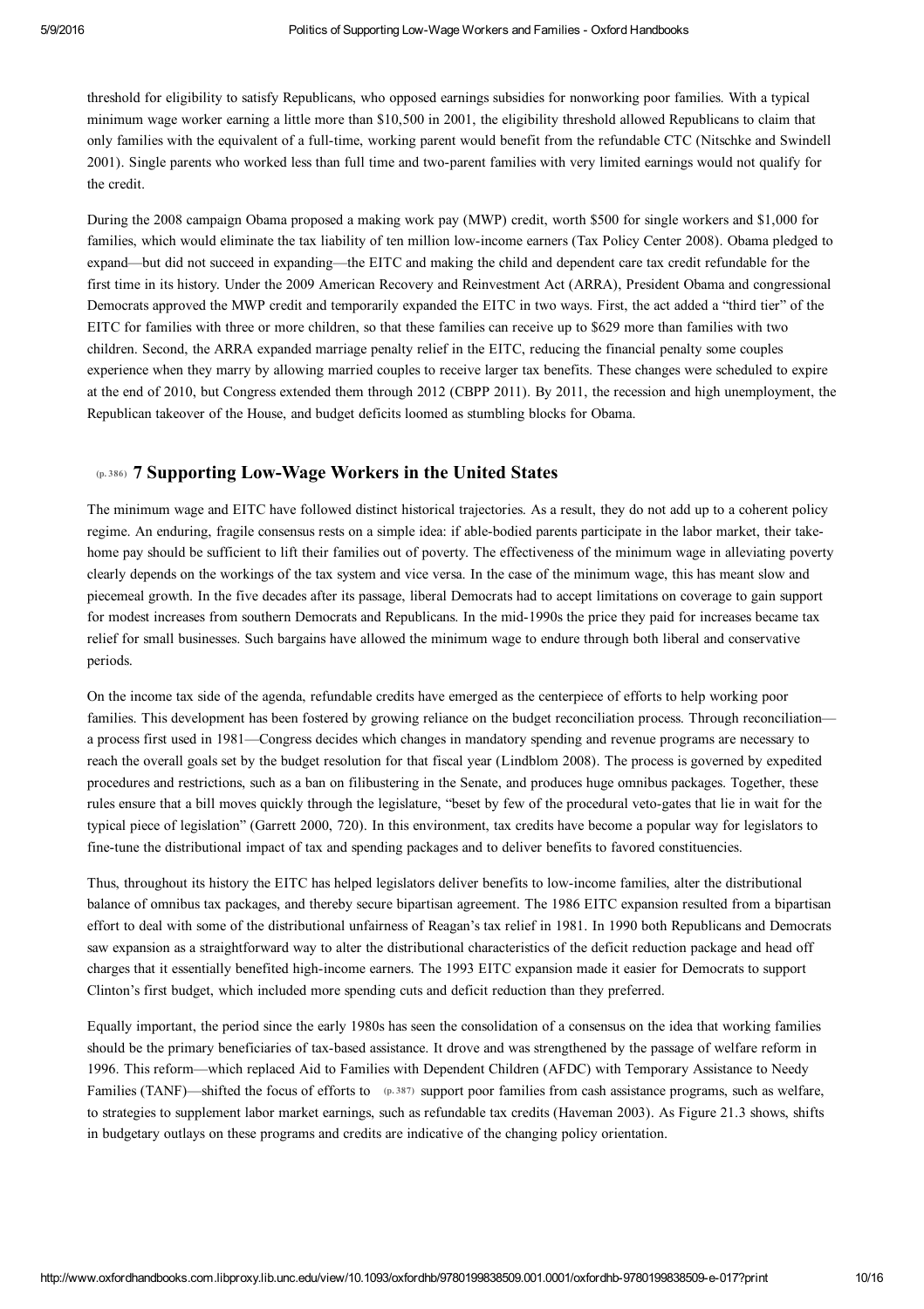threshold for eligibility to satisfy Republicans, who opposed earnings subsidies for nonworking poor families. With a typical minimum wage worker earning a little more than $10,500 in 2001, the eligibility threshold allowed Republicans to claim that only families with the equivalent of a full-time, working parent would benefit from the refundable CTC (Nitschke and Swindell 2001). Single parents who worked less than full time and two-parent families with very limited earnings would not qualify for the credit.

During the 2008 campaign Obama proposed a making work pay (MWP) credit, worth $500 for single workers and $1,000 for families, which would eliminate the tax liability of ten million low-income earners (Tax Policy Center 2008). Obama pledged to expand—but did not succeed in expanding—the EITC and making the child and dependent care tax credit refundable for the first time in its history. Under the 2009 American Recovery and Reinvestment Act (ARRA), President Obama and congressional Democrats approved the MWP credit and temporarily expanded the EITC in two ways. First, the act added a "third tier" of the EITC for families with three or more children, so that these families can receive up to $629 more than families with two children. Second, the ARRA expanded marriage penalty relief in the EITC, reducing the financial penalty some couples experience when they marry by allowing married couples to receive larger tax benefits. These changes were scheduled to expire at the end of 2010, but Congress extended them through 2012 (CBPP 2011). By 2011, the recession and high unemployment, the Republican takeover of the House, and budget deficits loomed as stumbling blocks for Obama.

## (p. 386) 7 Supporting Low-Wage Workers in the United States

The minimum wage and EITC have followed distinct historical trajectories. As a result, they do not add up to a coherent policy regime. An enduring, fragile consensus rests on a simple idea: if able-bodied parents participate in the labor market, their take-home pay should be sufficient to lift their families out of poverty. The effectiveness of the minimum wage in alleviating poverty clearly depends on the workings of the tax system and vice versa. In the case of the minimum wage, this has meant slow and piecemeal growth. In the five decades after its passage, liberal Democrats had to accept limitations on coverage to gain support for modest increases from southern Democrats and Republicans. In the mid-1990s the price they paid for increases became tax relief for small businesses. Such bargains have allowed the minimum wage to endure through both liberal and conservative periods.

On the income tax side of the agenda, refundable credits have emerged as the centerpiece of efforts to help working poor families. This development has been fostered by growing reliance on the budget reconciliation process. Through reconciliation—a process first used in 1981—Congress decides which changes in mandatory spending and revenue programs are necessary to reach the overall goals set by the budget resolution for that fiscal year (Lindblom 2008). The process is governed by expedited procedures and restrictions, such as a ban on filibustering in the Senate, and produces huge omnibus packages. Together, these rules ensure that a bill moves quickly through the legislature, "beset by few of the procedural veto-gates that lie in wait for the typical piece of legislation" (Garrett 2000, 720). In this environment, tax credits have become a popular way for legislators to fine-tune the distributional impact of tax and spending packages and to deliver benefits to favored constituencies.

Thus, throughout its history the EITC has helped legislators deliver benefits to low-income families, alter the distributional balance of omnibus tax packages, and thereby secure bipartisan agreement. The 1986 EITC expansion resulted from a bipartisan effort to deal with some of the distributional unfairness of Reagan's tax relief in 1981. In 1990 both Republicans and Democrats saw expansion as a straightforward way to alter the distributional characteristics of the deficit reduction package and head off charges that it essentially benefited high-income earners. The 1993 EITC expansion made it easier for Democrats to support Clinton's first budget, which included more spending cuts and deficit reduction than they preferred.

Equally important, the period since the early 1980s has seen the consolidation of a consensus on the idea that working families should be the primary beneficiaries of tax-based assistance. It drove and was strengthened by the passage of welfare reform in 1996. This reform—which replaced Aid to Families with Dependent Children (AFDC) with Temporary Assistance to Needy Families (TANF)—shifted the focus of efforts to (p. 387) support poor families from cash assistance programs, such as welfare, to strategies to supplement labor market earnings, such as refundable tax credits (Haveman 2003). As Figure 21.3 shows, shifts in budgetary outlays on these programs and credits are indicative of the changing policy orientation.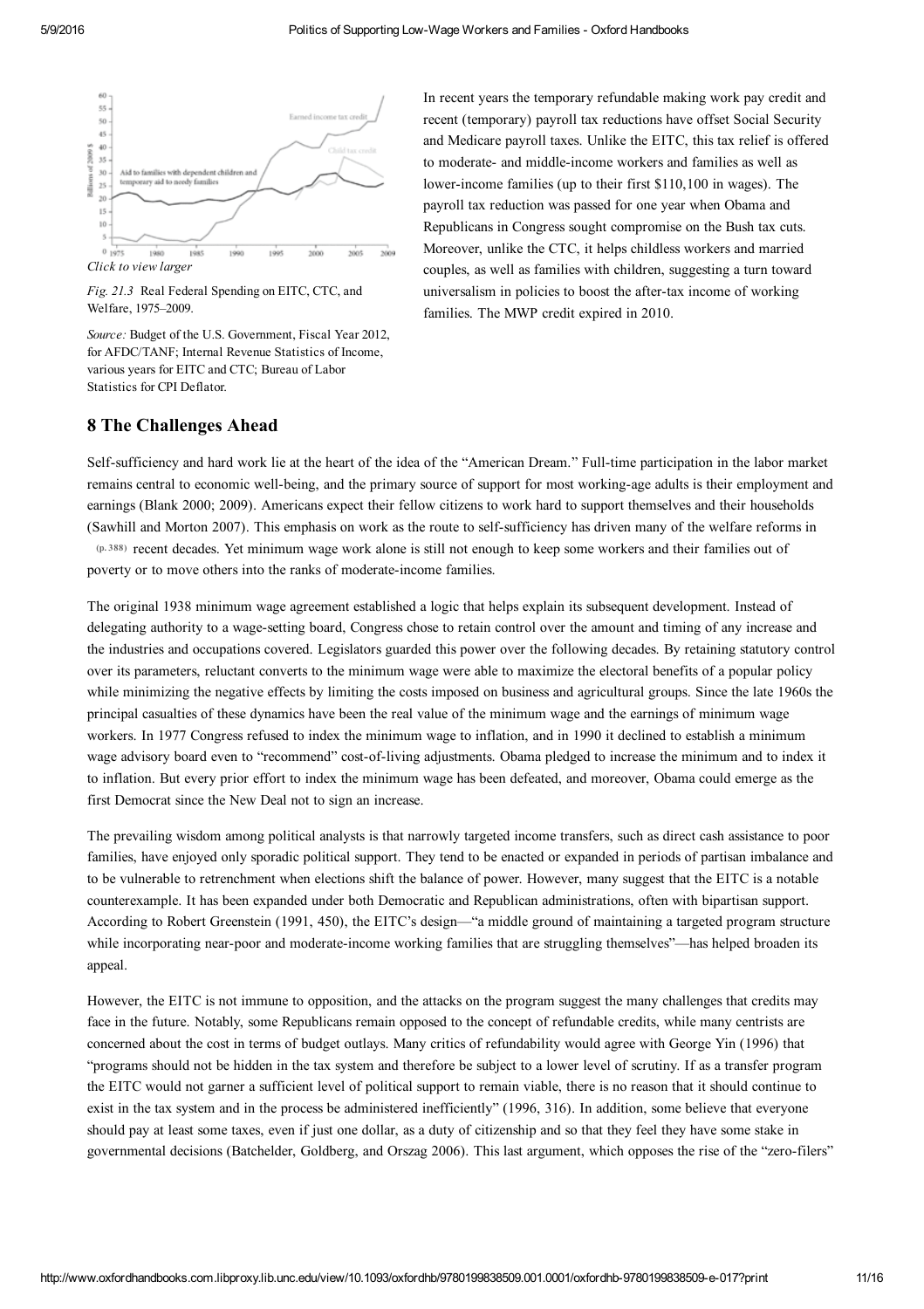*Click to view larger*

*Fig. 21.3* Real Federal Spending on EITC, CTC, and Welfare, 1975–2009.

*Source:* Budget of the U.S. Government, Fiscal Year 2012, for AFDC/TANF; Internal Revenue Statistics of Income, various years for EITC and CTC; Bureau of Labor Statistics for CPI Deflator.

In recent years the temporary refundable making work pay credit and recent (temporary) payroll tax reductions have offset Social Security and Medicare payroll taxes. Unlike the EITC, this tax relief is offered to moderate- and middle-income workers and families as well as lower-income families (up to their first $110,100 in wages). The payroll tax reduction was passed for one year when Obama and Republicans in Congress sought compromise on the Bush tax cuts. Moreover, unlike the CTC, it helps childless workers and married couples, as well as families with children, suggesting a turn toward universalism in policies to boost the after-tax income of working families. The MWP credit expired in 2010.

## 8 The Challenges Ahead

Self-sufficiency and hard work lie at the heart of the idea of the "American Dream." Full-time participation in the labor market remains central to economic well-being, and the primary source of support for most working-age adults is their employment and earnings (Blank 2000; 2009). Americans expect their fellow citizens to work hard to support themselves and their households (Sawhill and Morton 2007). This emphasis on work as the route to self-sufficiency has driven many of the welfare reforms in (p. 388) recent decades. Yet minimum wage work alone is still not enough to keep some workers and their families out of poverty or to move others into the ranks of moderate-income families.

The original 1938 minimum wage agreement established a logic that helps explain its subsequent development. Instead of delegating authority to a wage-setting board, Congress chose to retain control over the amount and timing of any increase and the industries and occupations covered. Legislators guarded this power over the following decades. By retaining statutory control over its parameters, reluctant converts to the minimum wage were able to maximize the electoral benefits of a popular policy while minimizing the negative effects by limiting the costs imposed on business and agricultural groups. Since the late 1960s the principal casualties of these dynamics have been the real value of the minimum wage and the earnings of minimum wage workers. In 1977 Congress refused to index the minimum wage to inflation, and in 1990 it declined to establish a minimum wage advisory board even to "recommend" cost-of-living adjustments. Obama pledged to increase the minimum and to index it to inflation. But every prior effort to index the minimum wage has been defeated, and moreover, Obama could emerge as the first Democrat since the New Deal not to sign an increase.

The prevailing wisdom among political analysts is that narrowly targeted income transfers, such as direct cash assistance to poor families, have enjoyed only sporadic political support. They tend to be enacted or expanded in periods of partisan imbalance and to be vulnerable to retrenchment when elections shift the balance of power. However, many suggest that the EITC is a notable counterexample. It has been expanded under both Democratic and Republican administrations, often with bipartisan support. According to Robert Greenstein (1991, 450), the EITC's design—"a middle ground of maintaining a targeted program structure while incorporating near-poor and moderate-income working families that are struggling themselves"—has helped broaden its appeal.

However, the EITC is not immune to opposition, and the attacks on the program suggest the many challenges that credits may face in the future. Notably, some Republicans remain opposed to the concept of refundable credits, while many centrists are concerned about the cost in terms of budget outlays. Many critics of refundability would agree with George Yin (1996) that "programs should not be hidden in the tax system and therefore be subject to a lower level of scrutiny. If as a transfer program the EITC would not garner a sufficient level of political support to remain viable, there is no reason that it should continue to exist in the tax system and in the process be administered inefficiently" (1996, 316). In addition, some believe that everyone should pay at least some taxes, even if just one dollar, as a duty of citizenship and so that they feel they have some stake in governmental decisions (Batchelder, Goldberg, and Orszag 2006). This last argument, which opposes the rise of the "zero-filers"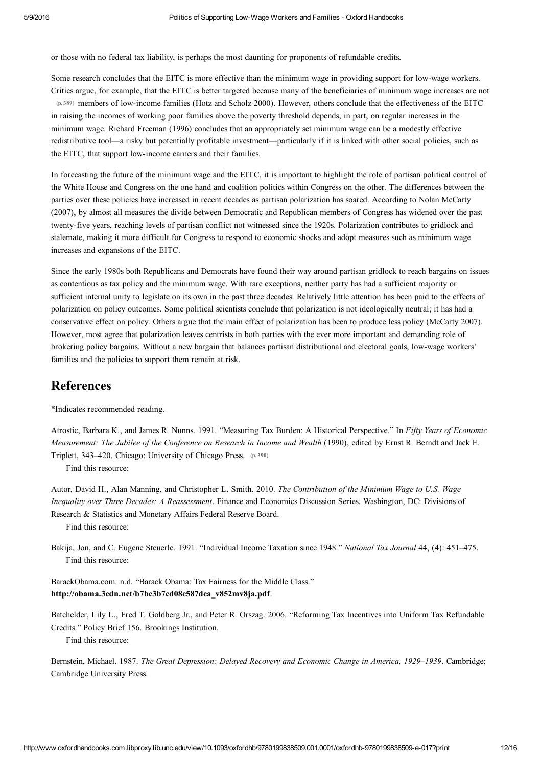or those with no federal tax liability, is perhaps the most daunting for proponents of refundable credits.

Some research concludes that the EITC is more effective than the minimum wage in providing support for low-wage workers. Critics argue, for example, that the EITC is better targeted because many of the beneficiaries of minimum wage increases are not (p. 389) members of low-income families (Hotz and Scholz 2000). However, others conclude that the effectiveness of the EITC in raising the incomes of working poor families above the poverty threshold depends, in part, on regular increases in the minimum wage. Richard Freeman (1996) concludes that an appropriately set minimum wage can be a modestly effective redistributive tool—a risky but potentially profitable investment—particularly if it is linked with other social policies, such as the EITC, that support low-income earners and their families.

In forecasting the future of the minimum wage and the EITC, it is important to highlight the role of partisan political control of the White House and Congress on the one hand and coalition politics within Congress on the other. The differences between the parties over these policies have increased in recent decades as partisan polarization has soared. According to Nolan McCarty (2007), by almost all measures the divide between Democratic and Republican members of Congress has widened over the past twenty-five years, reaching levels of partisan conflict not witnessed since the 1920s. Polarization contributes to gridlock and stalemate, making it more difficult for Congress to respond to economic shocks and adopt measures such as minimum wage increases and expansions of the EITC.

Since the early 1980s both Republicans and Democrats have found their way around partisan gridlock to reach bargains on issues as contentious as tax policy and the minimum wage. With rare exceptions, neither party has had a sufficient majority or sufficient internal unity to legislate on its own in the past three decades. Relatively little attention has been paid to the effects of polarization on policy outcomes. Some political scientists conclude that polarization is not ideologically neutral; it has had a conservative effect on policy. Others argue that the main effect of polarization has been to produce less policy (McCarty 2007). However, most agree that polarization leaves centrists in both parties with the ever more important and demanding role of brokering policy bargains. Without a new bargain that balances partisan distributional and electoral goals, low-wage workers' families and the policies to support them remain at risk.

## References

*Indicates recommended reading.

Atrostic, Barbara K., and James R. Nunns. 1991. "Measuring Tax Burden: A Historical Perspective." In *Fifty Years of Economic Measurement: The Jubilee of the Conference on Research in Income and Wealth* (1990), edited by Ernst R. Berndt and Jack E. Triplett, 343–420. Chicago: University of Chicago Press. (p. 390)
Find this resource:

Autor, David H., Alan Manning, and Christopher L. Smith. 2010. *The Contribution of the Minimum Wage to U.S. Wage Inequality over Three Decades: A Reassessment*. Finance and Economics Discussion Series. Washington, DC: Divisions of Research & Statistics and Monetary Affairs Federal Reserve Board.
Find this resource:

Bakija, Jon, and C. Eugene Steuerle. 1991. "Individual Income Taxation since 1948." *National Tax Journal* 44, (4): 451–475.
Find this resource:

BarackObama.com. n.d. "Barack Obama: Tax Fairness for the Middle Class." **http://obama.3cdn.net/b7be3b7cd08e587dca_v852mv8ja.pdf**.

Batchelder, Lily L., Fred T. Goldberg Jr., and Peter R. Orszag. 2006. "Reforming Tax Incentives into Uniform Tax Refundable Credits." Policy Brief 156. Brookings Institution.
Find this resource:

Bernstein, Michael. 1987. *The Great Depression: Delayed Recovery and Economic Change in America, 1929–1939*. Cambridge: Cambridge University Press.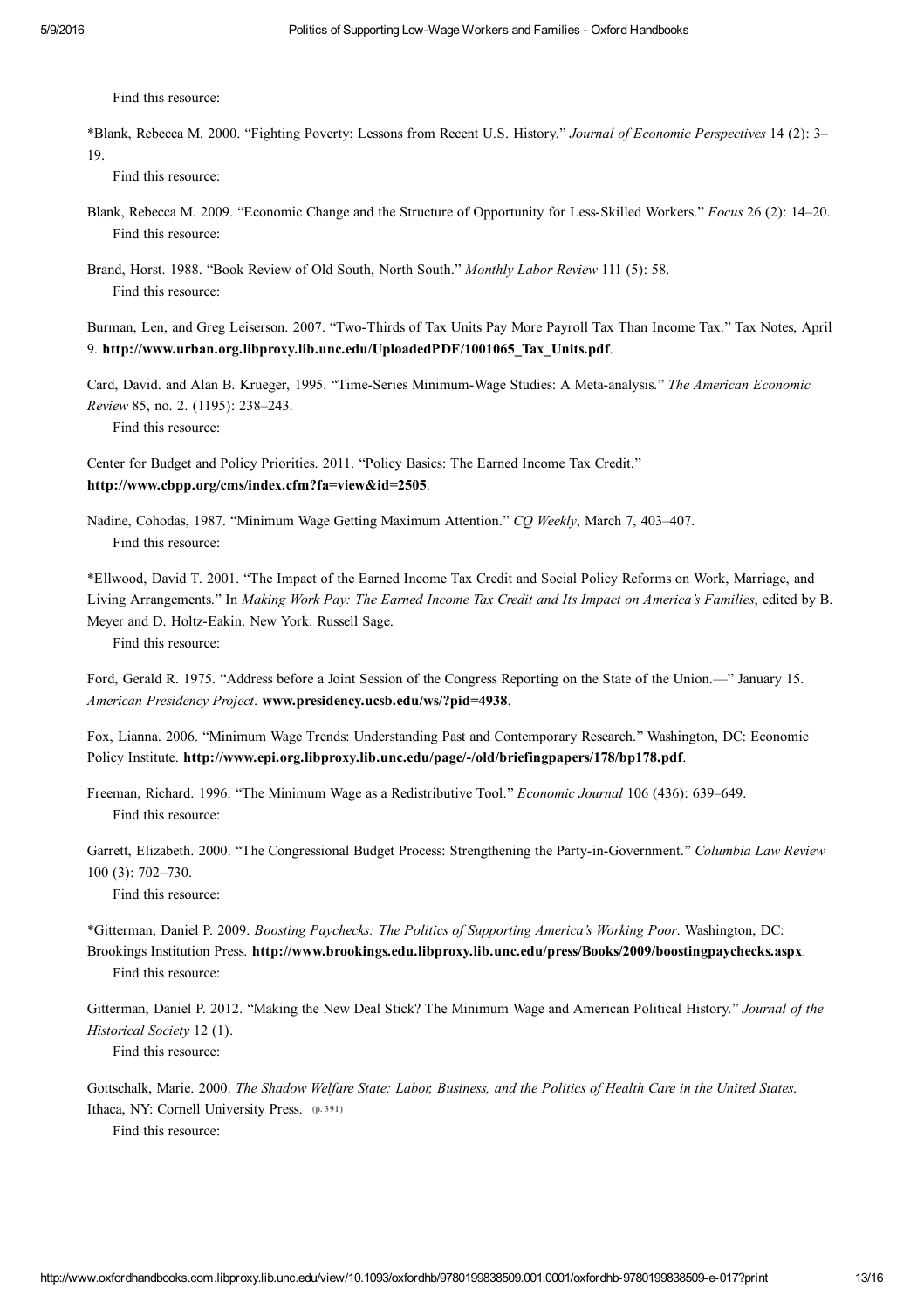Find this resource:

*Blank, Rebecca M. 2000. "Fighting Poverty: Lessons from Recent U.S. History." *Journal of Economic Perspectives* 14 (2): 3–19.

Find this resource:

Blank, Rebecca M. 2009. "Economic Change and the Structure of Opportunity for Less-Skilled Workers." *Focus* 26 (2): 14–20.

Find this resource:

Brand, Horst. 1988. "Book Review of Old South, North South." *Monthly Labor Review* 111 (5): 58.

Find this resource:

Burman, Len, and Greg Leiserson. 2007. "Two-Thirds of Tax Units Pay More Payroll Tax Than Income Tax." Tax Notes, April 9. **http://www.urban.org.libproxy.lib.unc.edu/UploadedPDF/1001065_Tax_Units.pdf**.

Card, David. and Alan B. Krueger, 1995. "Time-Series Minimum-Wage Studies: A Meta-analysis." *The American Economic Review* 85, no. 2. (1195): 238–243.

Find this resource:

Center for Budget and Policy Priorities. 2011. "Policy Basics: The Earned Income Tax Credit." **http://www.cbpp.org/cms/index.cfm?fa=view&id=2505**.

Nadine, Cohodas, 1987. "Minimum Wage Getting Maximum Attention." *CQ Weekly*, March 7, 403–407.

Find this resource:

*Ellwood, David T. 2001. "The Impact of the Earned Income Tax Credit and Social Policy Reforms on Work, Marriage, and Living Arrangements." In *Making Work Pay: The Earned Income Tax Credit and Its Impact on America's Families*, edited by B. Meyer and D. Holtz-Eakin. New York: Russell Sage.

Find this resource:

Ford, Gerald R. 1975. "Address before a Joint Session of the Congress Reporting on the State of the Union.—" January 15. *American Presidency Project*. **www.presidency.ucsb.edu/ws/?pid=4938**.

Fox, Lianna. 2006. "Minimum Wage Trends: Understanding Past and Contemporary Research." Washington, DC: Economic Policy Institute. **http://www.epi.org.libproxy.lib.unc.edu/page/-/old/briefingpapers/178/bp178.pdf**.

Freeman, Richard. 1996. "The Minimum Wage as a Redistributive Tool." *Economic Journal* 106 (436): 639–649.

Find this resource:

Garrett, Elizabeth. 2000. "The Congressional Budget Process: Strengthening the Party-in-Government." *Columbia Law Review* 100 (3): 702–730.

Find this resource:

*Gitterman, Daniel P. 2009. *Boosting Paychecks: The Politics of Supporting America's Working Poor*. Washington, DC: Brookings Institution Press. **http://www.brookings.edu.libproxy.lib.unc.edu/press/Books/2009/boostingpaychecks.aspx**.

Find this resource:

Gitterman, Daniel P. 2012. "Making the New Deal Stick? The Minimum Wage and American Political History." *Journal of the Historical Society* 12 (1).

Find this resource:

Gottschalk, Marie. 2000. *The Shadow Welfare State: Labor, Business, and the Politics of Health Care in the United States*. Ithaca, NY: Cornell University Press. (p. 391)

Find this resource: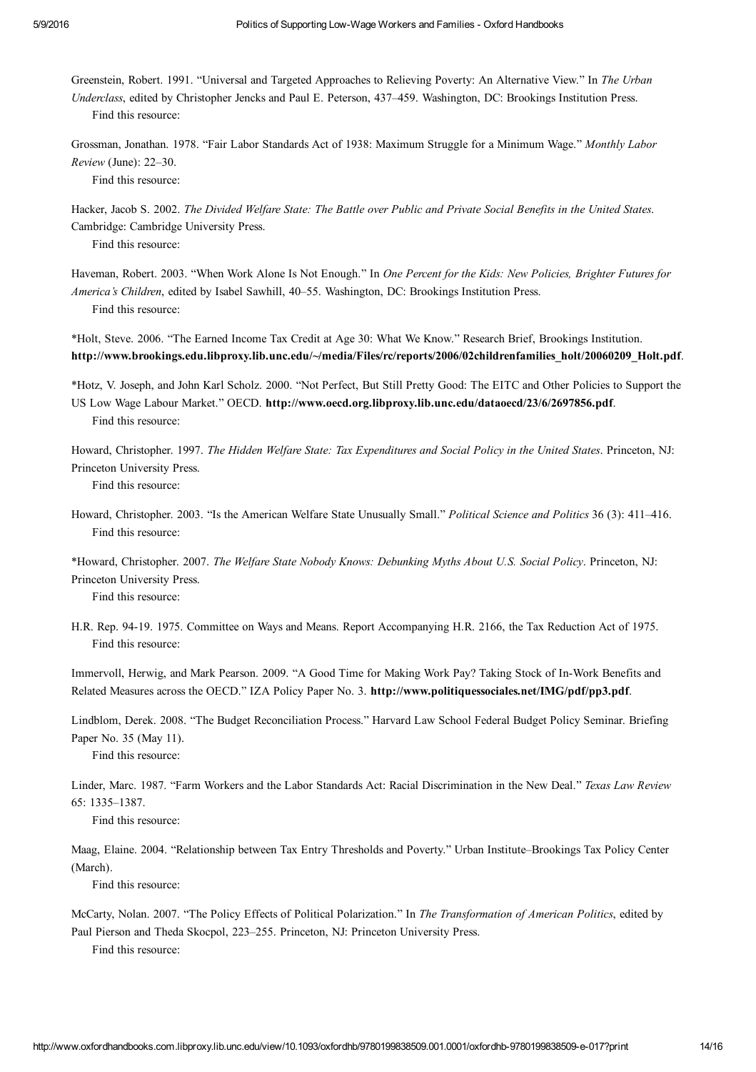Greenstein, Robert. 1991. "Universal and Targeted Approaches to Relieving Poverty: An Alternative View." In *The Urban Underclass*, edited by Christopher Jencks and Paul E. Peterson, 437–459. Washington, DC: Brookings Institution Press.
Find this resource:

Grossman, Jonathan. 1978. "Fair Labor Standards Act of 1938: Maximum Struggle for a Minimum Wage." *Monthly Labor Review* (June): 22–30.
Find this resource:

Hacker, Jacob S. 2002. *The Divided Welfare State: The Battle over Public and Private Social Benefits in the United States*. Cambridge: Cambridge University Press.
Find this resource:

Haveman, Robert. 2003. "When Work Alone Is Not Enough." In *One Percent for the Kids: New Policies, Brighter Futures for America's Children*, edited by Isabel Sawhill, 40–55. Washington, DC: Brookings Institution Press.
Find this resource:

*Holt, Steve. 2006. "The Earned Income Tax Credit at Age 30: What We Know." Research Brief, Brookings Institution. **http://www.brookings.edu.libproxy.lib.unc.edu/~/media/Files/rc/reports/2006/02childrenfamilies_holt/20060209_Holt.pdf**.

*Hotz, V. Joseph, and John Karl Scholz. 2000. "Not Perfect, But Still Pretty Good: The EITC and Other Policies to Support the US Low Wage Labour Market." OECD. **http://www.oecd.org.libproxy.lib.unc.edu/dataoecd/23/6/2697856.pdf**.
Find this resource:

Howard, Christopher. 1997. *The Hidden Welfare State: Tax Expenditures and Social Policy in the United States*. Princeton, NJ: Princeton University Press.
Find this resource:

Howard, Christopher. 2003. "Is the American Welfare State Unusually Small." *Political Science and Politics* 36 (3): 411–416.
Find this resource:

*Howard, Christopher. 2007. *The Welfare State Nobody Knows: Debunking Myths About U.S. Social Policy*. Princeton, NJ: Princeton University Press.
Find this resource:

H.R. Rep. 94-19. 1975. Committee on Ways and Means. Report Accompanying H.R. 2166, the Tax Reduction Act of 1975.
Find this resource:

Immervoll, Herwig, and Mark Pearson. 2009. "A Good Time for Making Work Pay? Taking Stock of In-Work Benefits and Related Measures across the OECD." IZA Policy Paper No. 3. **http://www.politiquessociales.net/IMG/pdf/pp3.pdf**.

Lindblom, Derek. 2008. "The Budget Reconciliation Process." Harvard Law School Federal Budget Policy Seminar. Briefing Paper No. 35 (May 11).
Find this resource:

Linder, Marc. 1987. "Farm Workers and the Labor Standards Act: Racial Discrimination in the New Deal." *Texas Law Review* 65: 1335–1387.
Find this resource:

Maag, Elaine. 2004. "Relationship between Tax Entry Thresholds and Poverty." Urban Institute–Brookings Tax Policy Center (March).
Find this resource:

McCarty, Nolan. 2007. "The Policy Effects of Political Polarization." In *The Transformation of American Politics*, edited by Paul Pierson and Theda Skocpol, 223–255. Princeton, NJ: Princeton University Press.
Find this resource: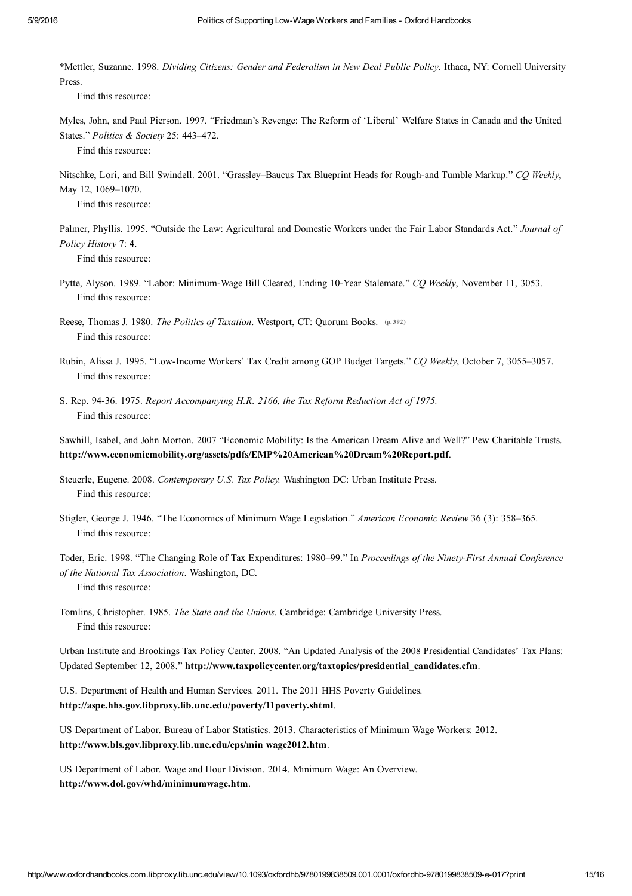*Mettler, Suzanne. 1998. *Dividing Citizens: Gender and Federalism in New Deal Public Policy*. Ithaca, NY: Cornell University Press.

Find this resource:

Myles, John, and Paul Pierson. 1997. "Friedman's Revenge: The Reform of 'Liberal' Welfare States in Canada and the United States." *Politics & Society* 25: 443–472.

Find this resource:

Nitschke, Lori, and Bill Swindell. 2001. "Grassley–Baucus Tax Blueprint Heads for Rough-and Tumble Markup." *CQ Weekly*, May 12, 1069–1070.

Find this resource:

Palmer, Phyllis. 1995. "Outside the Law: Agricultural and Domestic Workers under the Fair Labor Standards Act." *Journal of Policy History* 7: 4.

Find this resource:

Pytte, Alyson. 1989. "Labor: Minimum-Wage Bill Cleared, Ending 10-Year Stalemate." *CQ Weekly*, November 11, 3053.

Find this resource:

Reese, Thomas J. 1980. *The Politics of Taxation*. Westport, CT: Quorum Books. (p. 392)

Find this resource:

Rubin, Alissa J. 1995. "Low-Income Workers' Tax Credit among GOP Budget Targets." *CQ Weekly*, October 7, 3055–3057.

Find this resource:

S. Rep. 94-36. 1975. *Report Accompanying H.R. 2166, the Tax Reform Reduction Act of 1975.*

Find this resource:

Sawhill, Isabel, and John Morton. 2007 "Economic Mobility: Is the American Dream Alive and Well?" Pew Charitable Trusts. **http://www.economicmobility.org/assets/pdfs/EMP%20American%20Dream%20Report.pdf**.

Steuerle, Eugene. 2008. *Contemporary U.S. Tax Policy.* Washington DC: Urban Institute Press.

Find this resource:

Stigler, George J. 1946. "The Economics of Minimum Wage Legislation." *American Economic Review* 36 (3): 358–365.

Find this resource:

Toder, Eric. 1998. "The Changing Role of Tax Expenditures: 1980–99." In *Proceedings of the Ninety-First Annual Conference of the National Tax Association*. Washington, DC.

Find this resource:

Tomlins, Christopher. 1985. *The State and the Unions*. Cambridge: Cambridge University Press.

Find this resource:

Urban Institute and Brookings Tax Policy Center. 2008. "An Updated Analysis of the 2008 Presidential Candidates' Tax Plans: Updated September 12, 2008." **http://www.taxpolicycenter.org/taxtopics/presidential_candidates.cfm**.

U.S. Department of Health and Human Services. 2011. The 2011 HHS Poverty Guidelines. **http://aspe.hhs.gov.libproxy.lib.unc.edu/poverty/11poverty.shtml**.

US Department of Labor. Bureau of Labor Statistics. 2013. Characteristics of Minimum Wage Workers: 2012. **http://www.bls.gov.libproxy.lib.unc.edu/cps/min wage2012.htm**.

US Department of Labor. Wage and Hour Division. 2014. Minimum Wage: An Overview. **http://www.dol.gov/whd/minimumwage.htm**.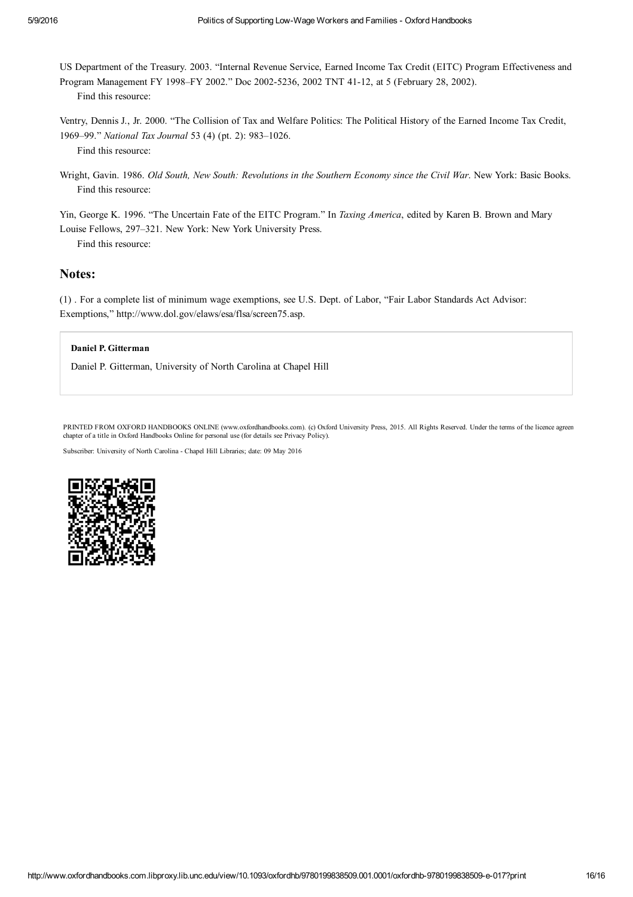US Department of the Treasury. 2003. “Internal Revenue Service, Earned Income Tax Credit (EITC) Program Effectiveness and Program Management FY 1998–FY 2002.” Doc 2002-5236, 2002 TNT 41-12, at 5 (February 28, 2002).
Find this resource:

Ventry, Dennis J., Jr. 2000. “The Collision of Tax and Welfare Politics: The Political History of the Earned Income Tax Credit, 1969–99.” *National Tax Journal* 53 (4) (pt. 2): 983–1026.
Find this resource:

Wright, Gavin. 1986. *Old South, New South: Revolutions in the Southern Economy since the Civil War*. New York: Basic Books.
Find this resource:

Yin, George K. 1996. “The Uncertain Fate of the EITC Program.” In *Taxing America*, edited by Karen B. Brown and Mary Louise Fellows, 297–321. New York: New York University Press.
Find this resource:

## Notes:

(1) . For a complete list of minimum wage exemptions, see U.S. Dept. of Labor, “Fair Labor Standards Act Advisor: Exemptions,” http://www.dol.gov/elaws/esa/flsa/screen75.asp.

**Daniel P. Gitterman**

Daniel P. Gitterman, University of North Carolina at Chapel Hill

PRINTED FROM OXFORD HANDBOOKS ONLINE (www.oxfordhandbooks.com). (c) Oxford University Press, 2015. All Rights Reserved. Under the terms of the licence agreen chapter of a title in Oxford Handbooks Online for personal use (for details see Privacy Policy).

Subscriber: University of North Carolina - Chapel Hill Libraries; date: 09 May 2016